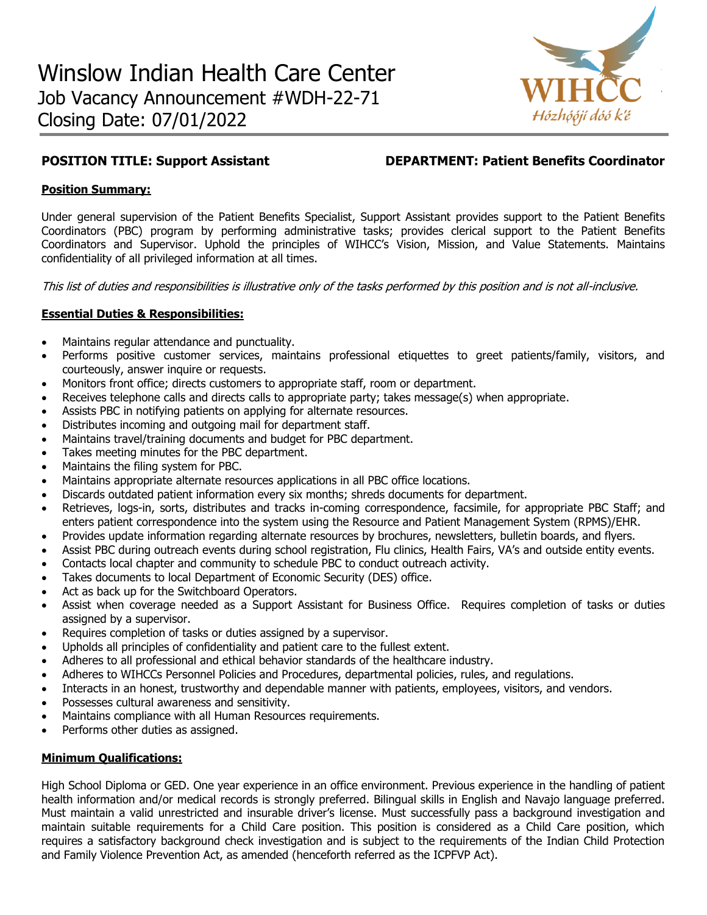# Winslow Indian Health Care Center

## Job Vacancy Announcement #WDH-22-71

## Closing Date: 07/01/2022

WIHCC
Hózhóójí dóó k'é

**POSITION TITLE: Support Assistant** **DEPARTMENT: Patient Benefits Coordinator**

**Position Summary:**

Under general supervision of the Patient Benefits Specialist, Support Assistant provides support to the Patient Benefits Coordinators (PBC) program by performing administrative tasks; provides clerical support to the Patient Benefits Coordinators and Supervisor. Uphold the principles of WIHCC's Vision, Mission, and Value Statements. Maintains confidentiality of all privileged information at all times.

*This list of duties and responsibilities is illustrative only of the tasks performed by this position and is not all-inclusive.*

**Essential Duties & Responsibilities:**

- Maintains regular attendance and punctuality.
- Performs positive customer services, maintains professional etiquettes to greet patients/family, visitors, and courteously, answer inquire or requests.
- Monitors front office; directs customers to appropriate staff, room or department.
- Receives telephone calls and directs calls to appropriate party; takes message(s) when appropriate.
- Assists PBC in notifying patients on applying for alternate resources.
- Distributes incoming and outgoing mail for department staff.
- Maintains travel/training documents and budget for PBC department.
- Takes meeting minutes for the PBC department.
- Maintains the filing system for PBC.
- Maintains appropriate alternate resources applications in all PBC office locations.
- Discards outdated patient information every six months; shreds documents for department.
- Retrieves, logs-in, sorts, distributes and tracks in-coming correspondence, facsimile, for appropriate PBC Staff; and enters patient correspondence into the system using the Resource and Patient Management System (RPMS)/EHR.
- Provides update information regarding alternate resources by brochures, newsletters, bulletin boards, and flyers.
- Assist PBC during outreach events during school registration, Flu clinics, Health Fairs, VA's and outside entity events.
- Contacts local chapter and community to schedule PBC to conduct outreach activity.
- Takes documents to local Department of Economic Security (DES) office.
- Act as back up for the Switchboard Operators.
- Assist when coverage needed as a Support Assistant for Business Office. Requires completion of tasks or duties assigned by a supervisor.
- Requires completion of tasks or duties assigned by a supervisor.
- Upholds all principles of confidentiality and patient care to the fullest extent.
- Adheres to all professional and ethical behavior standards of the healthcare industry.
- Adheres to WIHCCs Personnel Policies and Procedures, departmental policies, rules, and regulations.
- Interacts in an honest, trustworthy and dependable manner with patients, employees, visitors, and vendors.
- Possesses cultural awareness and sensitivity.
- Maintains compliance with all Human Resources requirements.
- Performs other duties as assigned.

**Minimum Qualifications:**

High School Diploma or GED. One year experience in an office environment. Previous experience in the handling of patient health information and/or medical records is strongly preferred. Bilingual skills in English and Navajo language preferred. Must maintain a valid unrestricted and insurable driver's license. Must successfully pass a background investigation and maintain suitable requirements for a Child Care position. This position is considered as a Child Care position, which requires a satisfactory background check investigation and is subject to the requirements of the Indian Child Protection and Family Violence Prevention Act, as amended (henceforth referred as the ICPFVP Act).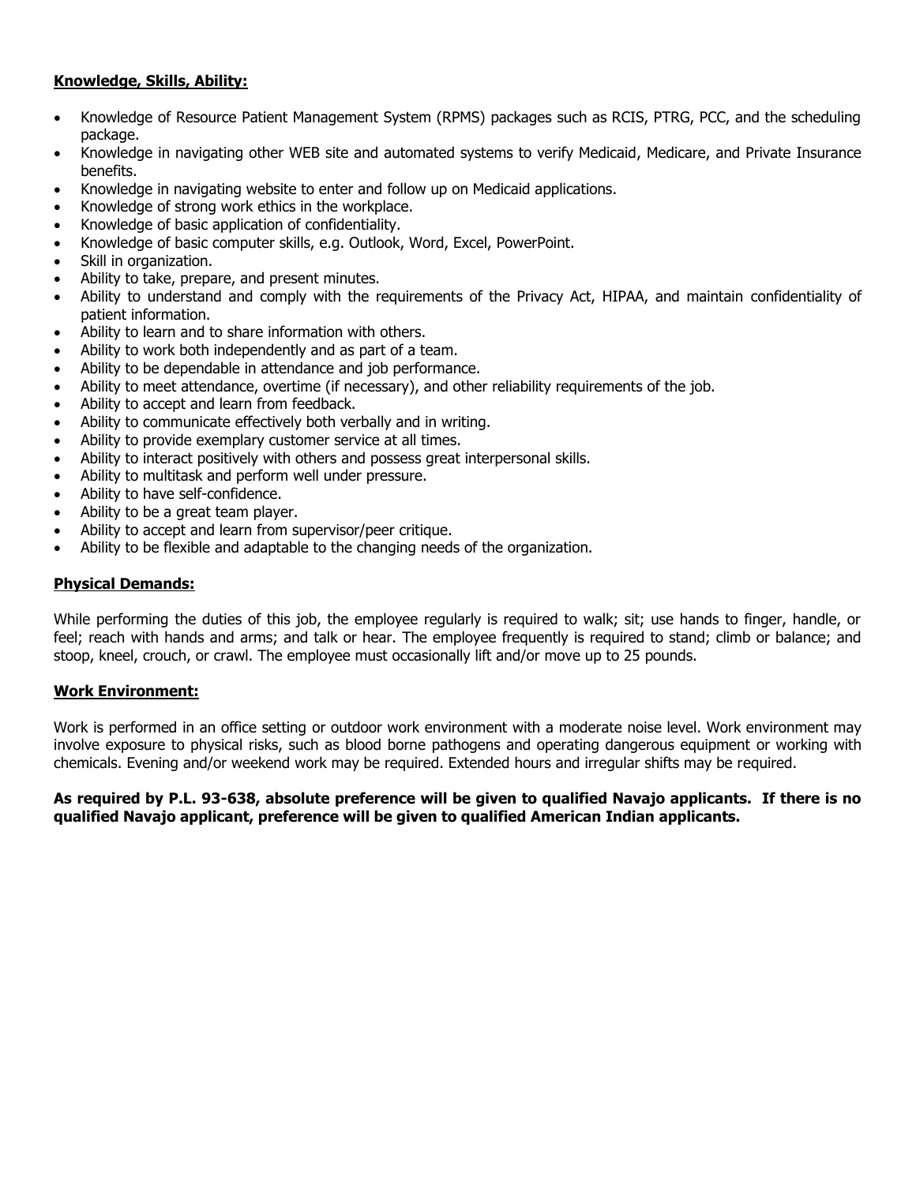## Knowledge, Skills, Ability:

- Knowledge of Resource Patient Management System (RPMS) packages such as RCIS, PTRG, PCC, and the scheduling package.
- Knowledge in navigating other WEB site and automated systems to verify Medicaid, Medicare, and Private Insurance benefits.
- Knowledge in navigating website to enter and follow up on Medicaid applications.
- Knowledge of strong work ethics in the workplace.
- Knowledge of basic application of confidentiality.
- Knowledge of basic computer skills, e.g. Outlook, Word, Excel, PowerPoint.
- Skill in organization.
- Ability to take, prepare, and present minutes.
- Ability to understand and comply with the requirements of the Privacy Act, HIPAA, and maintain confidentiality of patient information.
- Ability to learn and to share information with others.
- Ability to work both independently and as part of a team.
- Ability to be dependable in attendance and job performance.
- Ability to meet attendance, overtime (if necessary), and other reliability requirements of the job.
- Ability to accept and learn from feedback.
- Ability to communicate effectively both verbally and in writing.
- Ability to provide exemplary customer service at all times.
- Ability to interact positively with others and possess great interpersonal skills.
- Ability to multitask and perform well under pressure.
- Ability to have self-confidence.
- Ability to be a great team player.
- Ability to accept and learn from supervisor/peer critique.
- Ability to be flexible and adaptable to the changing needs of the organization.

## Physical Demands:

While performing the duties of this job, the employee regularly is required to walk; sit; use hands to finger, handle, or feel; reach with hands and arms; and talk or hear. The employee frequently is required to stand; climb or balance; and stoop, kneel, crouch, or crawl. The employee must occasionally lift and/or move up to 25 pounds.

## Work Environment:

Work is performed in an office setting or outdoor work environment with a moderate noise level. Work environment may involve exposure to physical risks, such as blood borne pathogens and operating dangerous equipment or working with chemicals. Evening and/or weekend work may be required. Extended hours and irregular shifts may be required.

**As required by P.L. 93-638, absolute preference will be given to qualified Navajo applicants. If there is no qualified Navajo applicant, preference will be given to qualified American Indian applicants.**